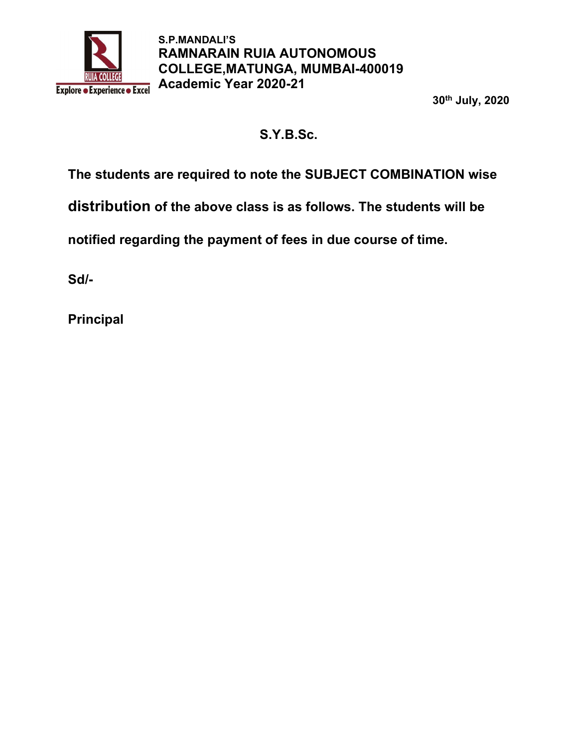**S.P.MANDALI'S**
**RAMNARAIN RUIA AUTONOMOUS COLLEGE,MATUNGA, MUMBAI-400019**
**Academic Year 2020-21**

**30th July, 2020**

## S.Y.B.Sc.

**The students are required to note the SUBJECT COMBINATION wise distribution of the above class is as follows. The students will be notified regarding the payment of fees in due course of time.**

**Sd/-**

**Principal**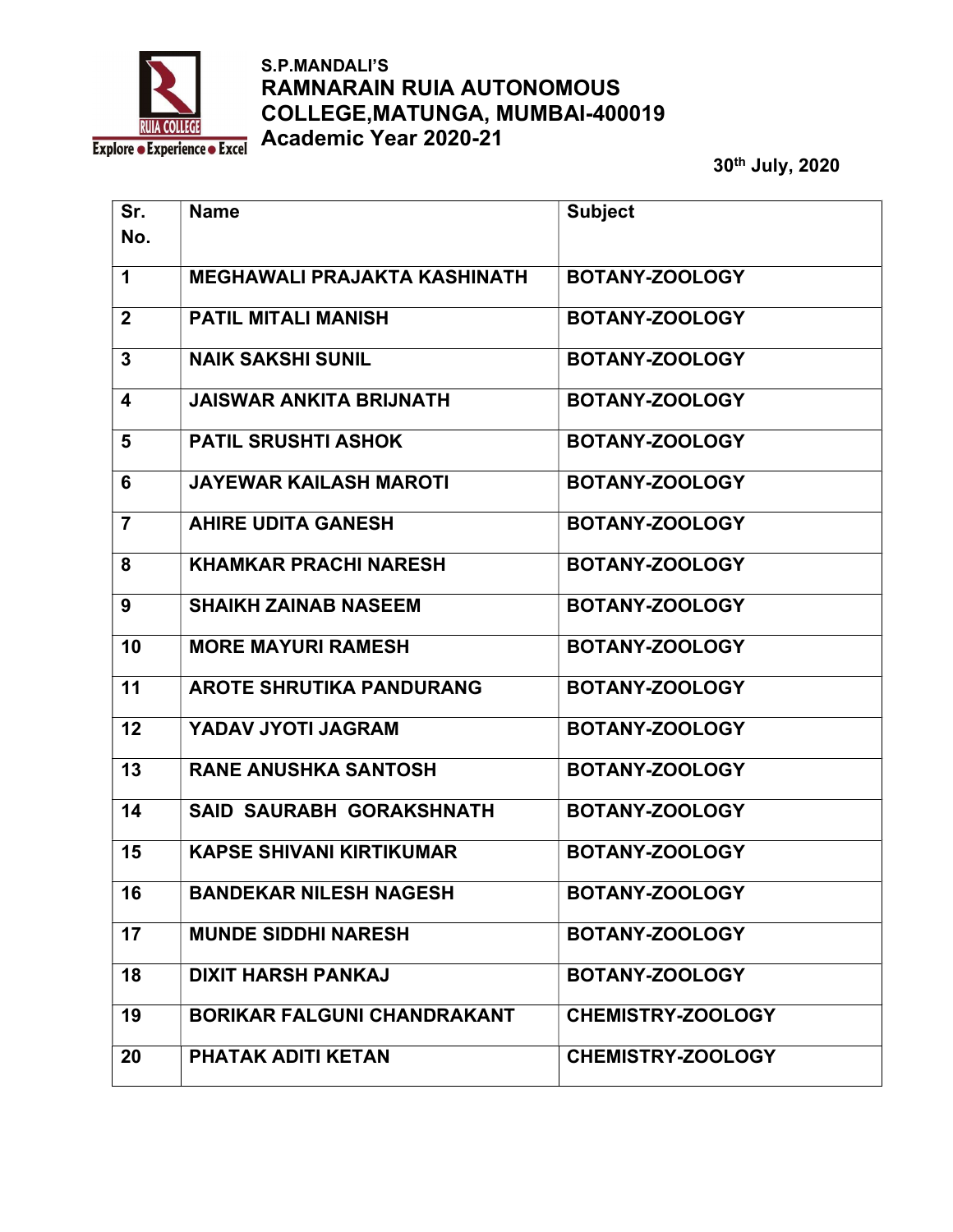S.P.MANDALI'S

# RAMNARAIN RUIA AUTONOMOUS COLLEGE,MATUNGA, MUMBAI-400019

## Academic Year 2020-21

30th July, 2020

| Sr. No. | Name | Subject |
|---|---|---|
| 1 | MEGHAWALI PRAJAKTA KASHINATH | BOTANY-ZOOLOGY |
| 2 | PATIL MITALI MANISH | BOTANY-ZOOLOGY |
| 3 | NAIK SAKSHI SUNIL | BOTANY-ZOOLOGY |
| 4 | JAISWAR ANKITA BRIJNATH | BOTANY-ZOOLOGY |
| 5 | PATIL SRUSHTI ASHOK | BOTANY-ZOOLOGY |
| 6 | JAYEWAR KAILASH MAROTI | BOTANY-ZOOLOGY |
| 7 | AHIRE UDITA GANESH | BOTANY-ZOOLOGY |
| 8 | KHAMKAR PRACHI NARESH | BOTANY-ZOOLOGY |
| 9 | SHAIKH ZAINAB NASEEM | BOTANY-ZOOLOGY |
| 10 | MORE MAYURI RAMESH | BOTANY-ZOOLOGY |
| 11 | AROTE SHRUTIKA PANDURANG | BOTANY-ZOOLOGY |
| 12 | YADAV JYOTI JAGRAM | BOTANY-ZOOLOGY |
| 13 | RANE ANUSHKA SANTOSH | BOTANY-ZOOLOGY |
| 14 | SAID SAURABH GORAKSHNATH | BOTANY-ZOOLOGY |
| 15 | KAPSE SHIVANI KIRTIKUMAR | BOTANY-ZOOLOGY |
| 16 | BANDEKAR NILESH NAGESH | BOTANY-ZOOLOGY |
| 17 | MUNDE SIDDHI NARESH | BOTANY-ZOOLOGY |
| 18 | DIXIT HARSH PANKAJ | BOTANY-ZOOLOGY |
| 19 | BORIKAR FALGUNI CHANDRAKANT | CHEMISTRY-ZOOLOGY |
| 20 | PHATAK ADITI KETAN | CHEMISTRY-ZOOLOGY |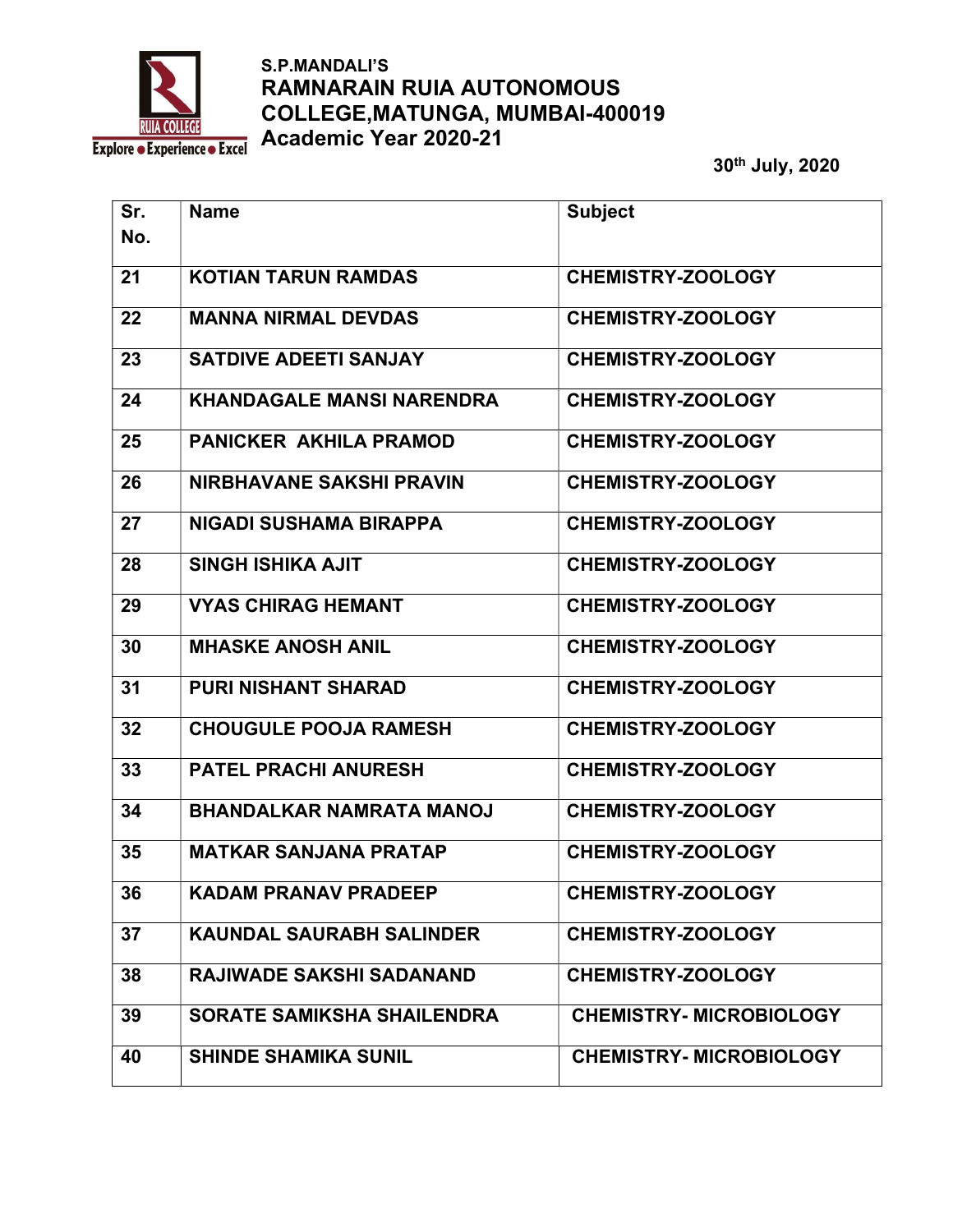S.P.MANDALI'S

**RAMNARAIN RUIA AUTONOMOUS COLLEGE,MATUNGA, MUMBAI-400019**

**Academic Year 2020-21**

30th July, 2020

| Sr. No. | Name | Subject |
|---|---|---|
| 21 | KOTIAN TARUN RAMDAS | CHEMISTRY-ZOOLOGY |
| 22 | MANNA NIRMAL DEVDAS | CHEMISTRY-ZOOLOGY |
| 23 | SATDIVE ADEETI SANJAY | CHEMISTRY-ZOOLOGY |
| 24 | KHANDAGALE MANSI NARENDRA | CHEMISTRY-ZOOLOGY |
| 25 | PANICKER AKHILA PRAMOD | CHEMISTRY-ZOOLOGY |
| 26 | NIRBHAVANE SAKSHI PRAVIN | CHEMISTRY-ZOOLOGY |
| 27 | NIGADI SUSHAMA BIRAPPA | CHEMISTRY-ZOOLOGY |
| 28 | SINGH ISHIKA AJIT | CHEMISTRY-ZOOLOGY |
| 29 | VYAS CHIRAG HEMANT | CHEMISTRY-ZOOLOGY |
| 30 | MHASKE ANOSH ANIL | CHEMISTRY-ZOOLOGY |
| 31 | PURI NISHANT SHARAD | CHEMISTRY-ZOOLOGY |
| 32 | CHOUGULE POOJA RAMESH | CHEMISTRY-ZOOLOGY |
| 33 | PATEL PRACHI ANURESH | CHEMISTRY-ZOOLOGY |
| 34 | BHANDALKAR NAMRATA MANOJ | CHEMISTRY-ZOOLOGY |
| 35 | MATKAR SANJANA PRATAP | CHEMISTRY-ZOOLOGY |
| 36 | KADAM PRANAV PRADEEP | CHEMISTRY-ZOOLOGY |
| 37 | KAUNDAL SAURABH SALINDER | CHEMISTRY-ZOOLOGY |
| 38 | RAJIWADE SAKSHI SADANAND | CHEMISTRY-ZOOLOGY |
| 39 | SORATE SAMIKSHA SHAILENDRA | CHEMISTRY- MICROBIOLOGY |
| 40 | SHINDE SHAMIKA SUNIL | CHEMISTRY- MICROBIOLOGY |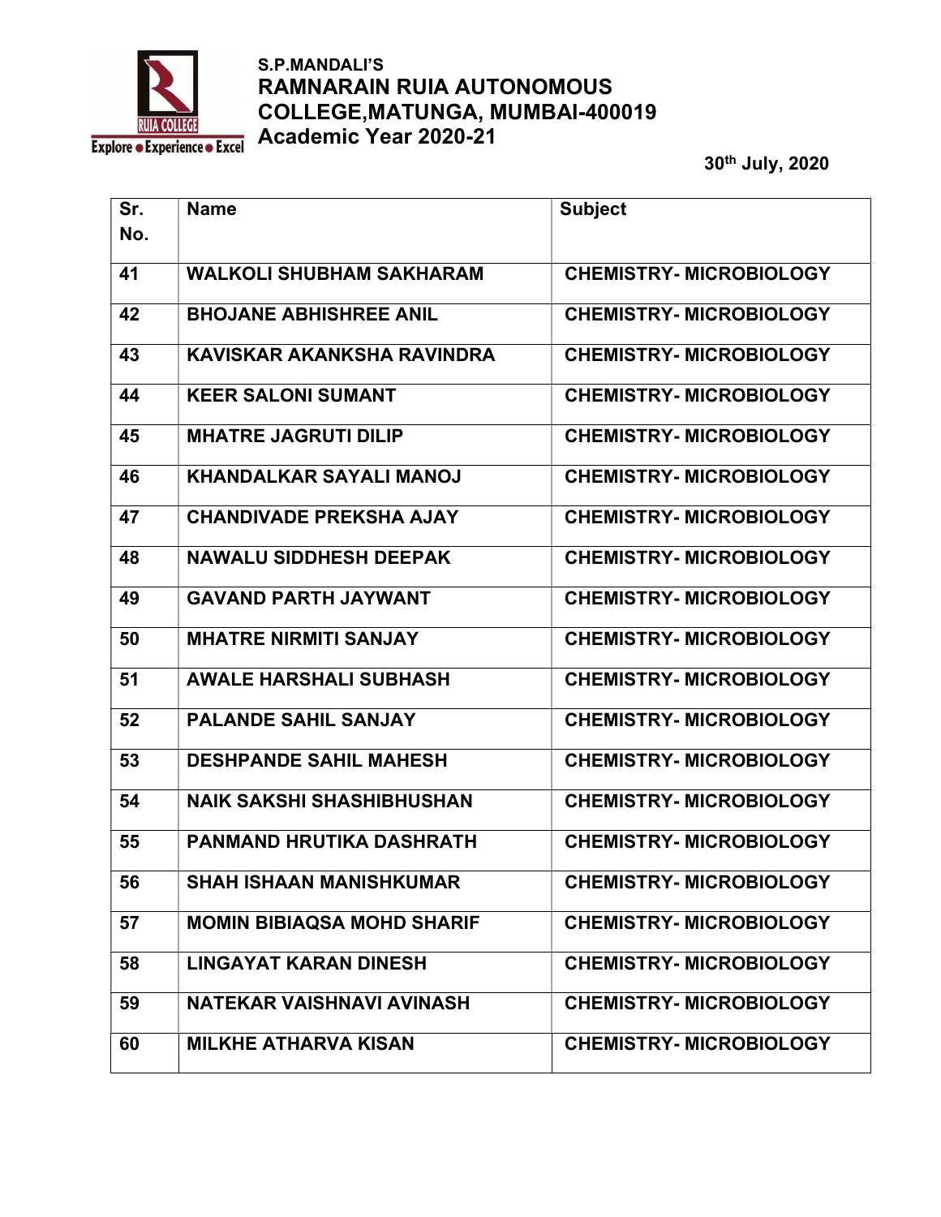S.P.MANDALI'S
**RAMNARAIN RUIA AUTONOMOUS COLLEGE,MATUNGA, MUMBAI-400019**
**Academic Year 2020-21**

**30th July, 2020**

| Sr. No. | Name | Subject |
|---|---|---|
| 41 | WALKOLI SHUBHAM SAKHARAM | CHEMISTRY- MICROBIOLOGY |
| 42 | BHOJANE ABHISHREE ANIL | CHEMISTRY- MICROBIOLOGY |
| 43 | KAVISKAR AKANKSHA RAVINDRA | CHEMISTRY- MICROBIOLOGY |
| 44 | KEER SALONI SUMANT | CHEMISTRY- MICROBIOLOGY |
| 45 | MHATRE JAGRUTI DILIP | CHEMISTRY- MICROBIOLOGY |
| 46 | KHANDALKAR SAYALI MANOJ | CHEMISTRY- MICROBIOLOGY |
| 47 | CHANDIVADE PREKSHA AJAY | CHEMISTRY- MICROBIOLOGY |
| 48 | NAWALU SIDDHESH DEEPAK | CHEMISTRY- MICROBIOLOGY |
| 49 | GAVAND PARTH JAYWANT | CHEMISTRY- MICROBIOLOGY |
| 50 | MHATRE NIRMITI SANJAY | CHEMISTRY- MICROBIOLOGY |
| 51 | AWALE HARSHALI SUBHASH | CHEMISTRY- MICROBIOLOGY |
| 52 | PALANDE SAHIL SANJAY | CHEMISTRY- MICROBIOLOGY |
| 53 | DESHPANDE SAHIL MAHESH | CHEMISTRY- MICROBIOLOGY |
| 54 | NAIK SAKSHI SHASHIBHUSHAN | CHEMISTRY- MICROBIOLOGY |
| 55 | PANMAND HRUTIKA DASHRATH | CHEMISTRY- MICROBIOLOGY |
| 56 | SHAH ISHAAN MANISHKUMAR | CHEMISTRY- MICROBIOLOGY |
| 57 | MOMIN BIBIAQSA MOHD SHARIF | CHEMISTRY- MICROBIOLOGY |
| 58 | LINGAYAT KARAN DINESH | CHEMISTRY- MICROBIOLOGY |
| 59 | NATEKAR VAISHNAVI AVINASH | CHEMISTRY- MICROBIOLOGY |
| 60 | MILKHE ATHARVA KISAN | CHEMISTRY- MICROBIOLOGY |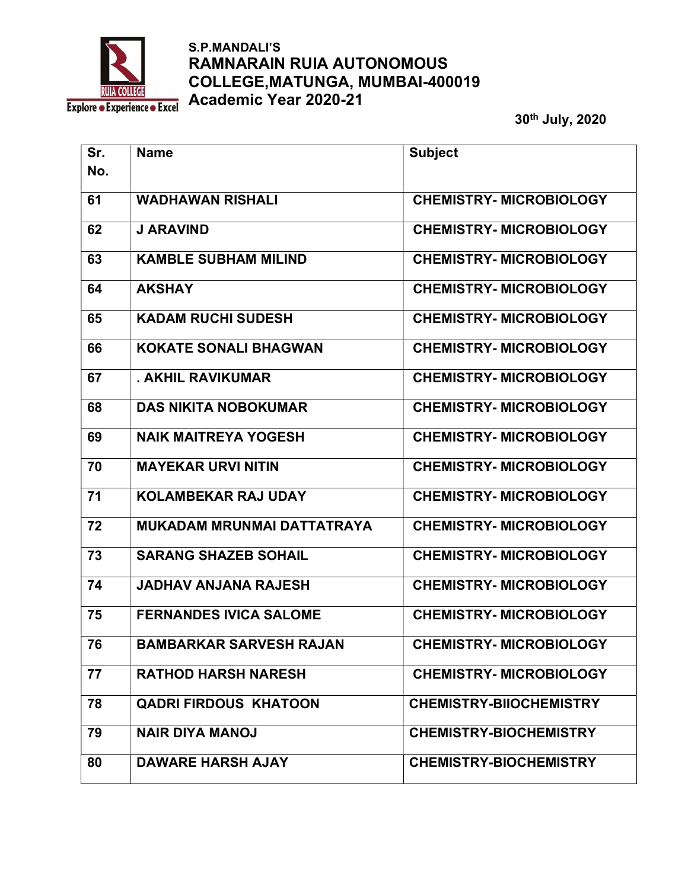S.P.MANDALI'S
**RAMNARAIN RUIA AUTONOMOUS COLLEGE,MATUNGA, MUMBAI-400019**
**Academic Year 2020-21**

**30th July, 2020**

| Sr. No. | Name | Subject |
|---|---|---|
| 61 | WADHAWAN RISHALI | CHEMISTRY- MICROBIOLOGY |
| 62 | J ARAVIND | CHEMISTRY- MICROBIOLOGY |
| 63 | KAMBLE SUBHAM MILIND | CHEMISTRY- MICROBIOLOGY |
| 64 | AKSHAY | CHEMISTRY- MICROBIOLOGY |
| 65 | KADAM RUCHI SUDESH | CHEMISTRY- MICROBIOLOGY |
| 66 | KOKATE SONALI BHAGWAN | CHEMISTRY- MICROBIOLOGY |
| 67 | . AKHIL RAVIKUMAR | CHEMISTRY- MICROBIOLOGY |
| 68 | DAS NIKITA NOBOKUMAR | CHEMISTRY- MICROBIOLOGY |
| 69 | NAIK MAITREYA YOGESH | CHEMISTRY- MICROBIOLOGY |
| 70 | MAYEKAR URVI NITIN | CHEMISTRY- MICROBIOLOGY |
| 71 | KOLAMBEKAR RAJ UDAY | CHEMISTRY- MICROBIOLOGY |
| 72 | MUKADAM MRUNMAI DATTATRAYA | CHEMISTRY- MICROBIOLOGY |
| 73 | SARANG SHAZEB SOHAIL | CHEMISTRY- MICROBIOLOGY |
| 74 | JADHAV ANJANA RAJESH | CHEMISTRY- MICROBIOLOGY |
| 75 | FERNANDES IVICA SALOME | CHEMISTRY- MICROBIOLOGY |
| 76 | BAMBARKAR SARVESH RAJAN | CHEMISTRY- MICROBIOLOGY |
| 77 | RATHOD HARSH NARESH | CHEMISTRY- MICROBIOLOGY |
| 78 | QADRI FIRDOUS KHATOON | CHEMISTRY-BIIOCHEMISTRY |
| 79 | NAIR DIYA MANOJ | CHEMISTRY-BIOCHEMISTRY |
| 80 | DAWARE HARSH AJAY | CHEMISTRY-BIOCHEMISTRY |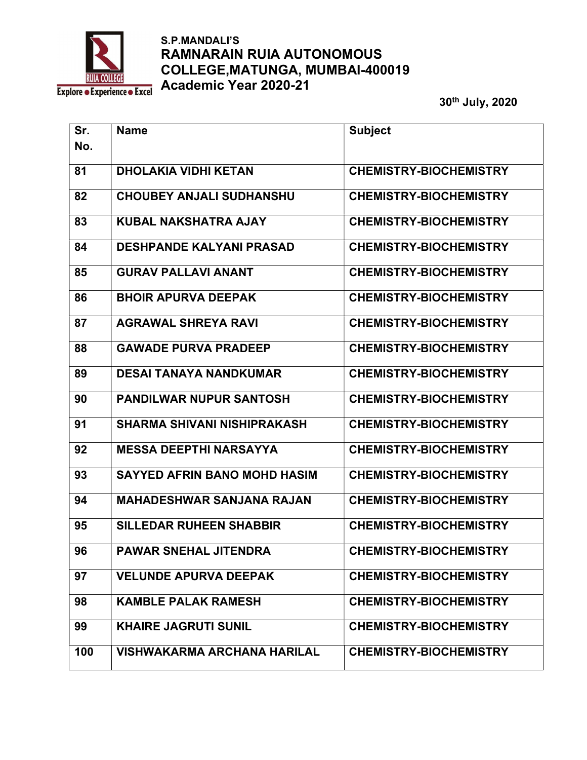S.P.MANDALI'S
**RAMNARAIN RUIA AUTONOMOUS COLLEGE,MATUNGA, MUMBAI-400019**
**Academic Year 2020-21**

**30th July, 2020**

| Sr. No. | Name | Subject |
|---|---|---|
| 81 | DHOLAKIA VIDHI KETAN | CHEMISTRY-BIOCHEMISTRY |
| 82 | CHOUBEY ANJALI SUDHANSHU | CHEMISTRY-BIOCHEMISTRY |
| 83 | KUBAL NAKSHATRA AJAY | CHEMISTRY-BIOCHEMISTRY |
| 84 | DESHPANDE KALYANI PRASAD | CHEMISTRY-BIOCHEMISTRY |
| 85 | GURAV PALLAVI ANANT | CHEMISTRY-BIOCHEMISTRY |
| 86 | BHOIR APURVA DEEPAK | CHEMISTRY-BIOCHEMISTRY |
| 87 | AGRAWAL SHREYA RAVI | CHEMISTRY-BIOCHEMISTRY |
| 88 | GAWADE PURVA PRADEEP | CHEMISTRY-BIOCHEMISTRY |
| 89 | DESAI TANAYA NANDKUMAR | CHEMISTRY-BIOCHEMISTRY |
| 90 | PANDILWAR NUPUR SANTOSH | CHEMISTRY-BIOCHEMISTRY |
| 91 | SHARMA SHIVANI NISHIPRAKASH | CHEMISTRY-BIOCHEMISTRY |
| 92 | MESSA DEEPTHI NARSAYYA | CHEMISTRY-BIOCHEMISTRY |
| 93 | SAYYED AFRIN BANO MOHD HASIM | CHEMISTRY-BIOCHEMISTRY |
| 94 | MAHADESHWAR SANJANA RAJAN | CHEMISTRY-BIOCHEMISTRY |
| 95 | SILLEDAR RUHEEN SHABBIR | CHEMISTRY-BIOCHEMISTRY |
| 96 | PAWAR SNEHAL JITENDRA | CHEMISTRY-BIOCHEMISTRY |
| 97 | VELUNDE APURVA DEEPAK | CHEMISTRY-BIOCHEMISTRY |
| 98 | KAMBLE PALAK RAMESH | CHEMISTRY-BIOCHEMISTRY |
| 99 | KHAIRE JAGRUTI SUNIL | CHEMISTRY-BIOCHEMISTRY |
| 100 | VISHWAKARMA ARCHANA HARILAL | CHEMISTRY-BIOCHEMISTRY |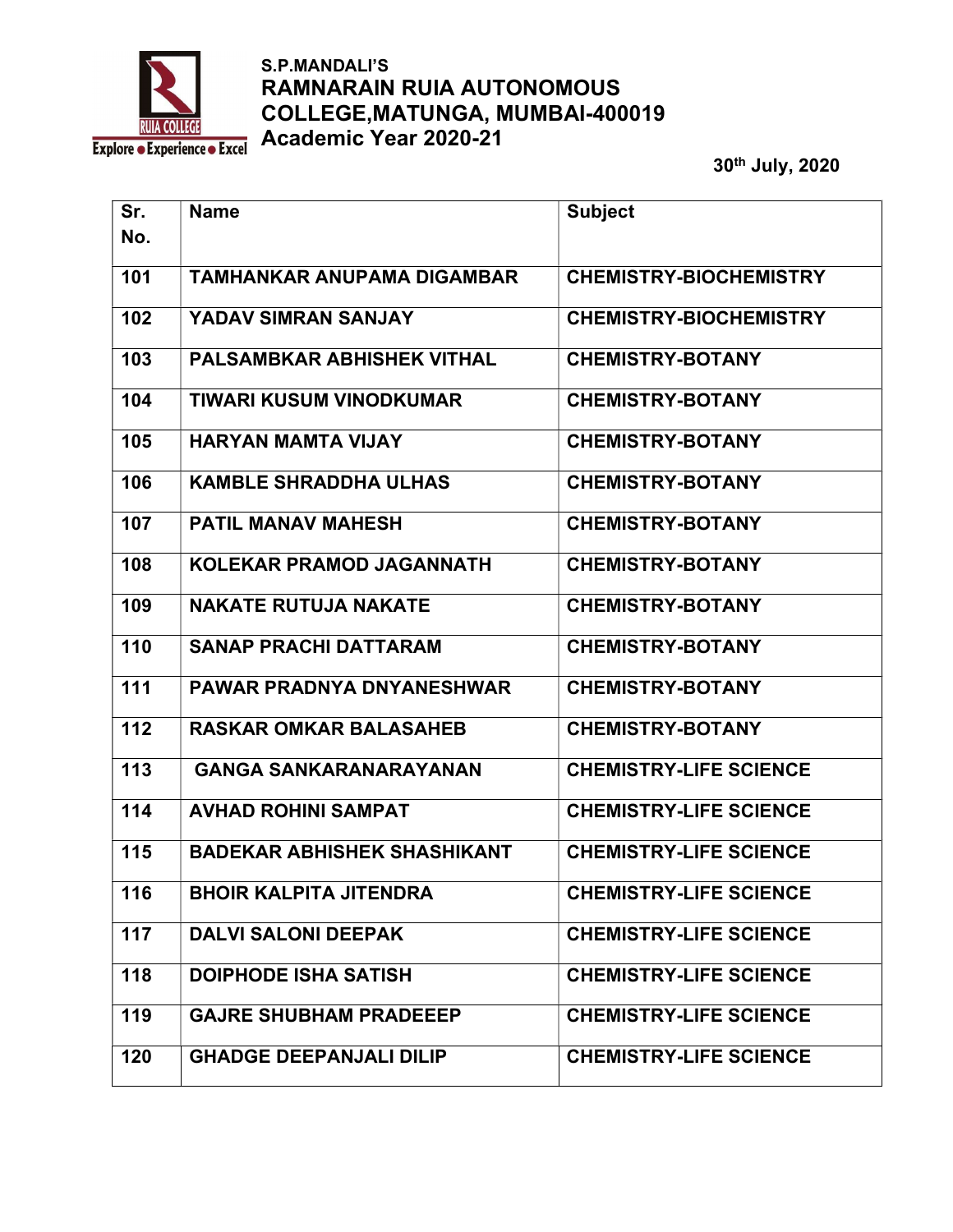S.P.MANDALI'S

**RAMNARAIN RUIA AUTONOMOUS COLLEGE,MATUNGA, MUMBAI-400019**

**Academic Year 2020-21**

30th July, 2020

| Sr. No. | Name | Subject |
|---|---|---|
| 101 | TAMHANKAR ANUPAMA DIGAMBAR | CHEMISTRY-BIOCHEMISTRY |
| 102 | YADAV SIMRAN SANJAY | CHEMISTRY-BIOCHEMISTRY |
| 103 | PALSAMBKAR ABHISHEK VITHAL | CHEMISTRY-BOTANY |
| 104 | TIWARI KUSUM VINODKUMAR | CHEMISTRY-BOTANY |
| 105 | HARYAN MAMTA VIJAY | CHEMISTRY-BOTANY |
| 106 | KAMBLE SHRADDHA ULHAS | CHEMISTRY-BOTANY |
| 107 | PATIL MANAV MAHESH | CHEMISTRY-BOTANY |
| 108 | KOLEKAR PRAMOD JAGANNATH | CHEMISTRY-BOTANY |
| 109 | NAKATE RUTUJA NAKATE | CHEMISTRY-BOTANY |
| 110 | SANAP PRACHI DATTARAM | CHEMISTRY-BOTANY |
| 111 | PAWAR PRADNYA DNYANESHWAR | CHEMISTRY-BOTANY |
| 112 | RASKAR OMKAR BALASAHEB | CHEMISTRY-BOTANY |
| 113 | GANGA SANKARANARAYANAN | CHEMISTRY-LIFE SCIENCE |
| 114 | AVHAD ROHINI SAMPAT | CHEMISTRY-LIFE SCIENCE |
| 115 | BADEKAR ABHISHEK SHASHIKANT | CHEMISTRY-LIFE SCIENCE |
| 116 | BHOIR KALPITA JITENDRA | CHEMISTRY-LIFE SCIENCE |
| 117 | DALVI SALONI DEEPAK | CHEMISTRY-LIFE SCIENCE |
| 118 | DOIPHODE ISHA SATISH | CHEMISTRY-LIFE SCIENCE |
| 119 | GAJRE SHUBHAM PRADEEEP | CHEMISTRY-LIFE SCIENCE |
| 120 | GHADGE DEEPANJALI DILIP | CHEMISTRY-LIFE SCIENCE |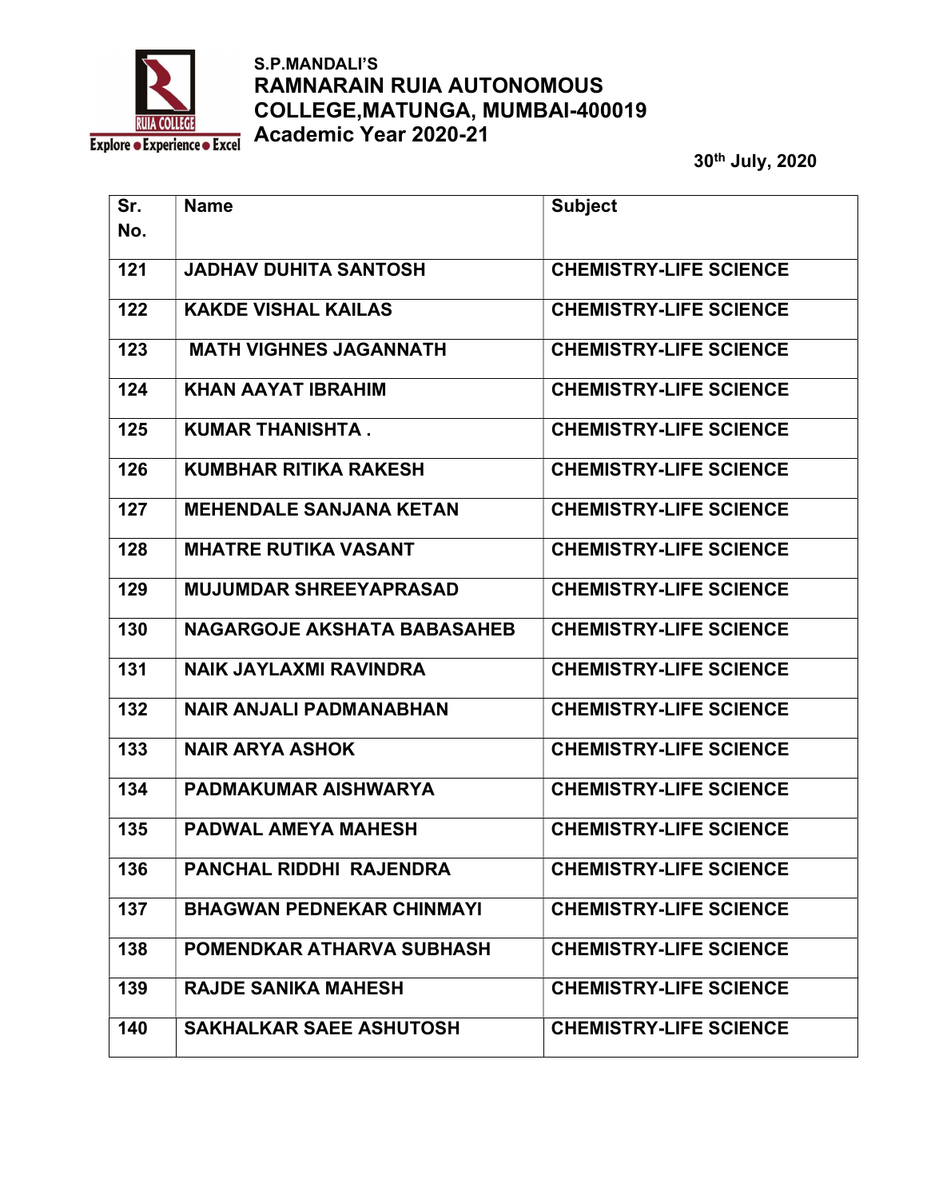S.P.MANDALI'S
**RAMNARAIN RUIA AUTONOMOUS COLLEGE,MATUNGA, MUMBAI-400019**
**Academic Year 2020-21**

**30th July, 2020**

| Sr. No. | Name | Subject |
|---|---|---|
| 121 | JADHAV DUHITA SANTOSH | CHEMISTRY-LIFE SCIENCE |
| 122 | KAKDE VISHAL KAILAS | CHEMISTRY-LIFE SCIENCE |
| 123 | MATH VIGHNES JAGANNATH | CHEMISTRY-LIFE SCIENCE |
| 124 | KHAN AAYAT IBRAHIM | CHEMISTRY-LIFE SCIENCE |
| 125 | KUMAR THANISHTA . | CHEMISTRY-LIFE SCIENCE |
| 126 | KUMBHAR RITIKA RAKESH | CHEMISTRY-LIFE SCIENCE |
| 127 | MEHENDALE SANJANA KETAN | CHEMISTRY-LIFE SCIENCE |
| 128 | MHATRE RUTIKA VASANT | CHEMISTRY-LIFE SCIENCE |
| 129 | MUJUMDAR SHREEYAPRASAD | CHEMISTRY-LIFE SCIENCE |
| 130 | NAGARGOJE AKSHATA BABASAHEB | CHEMISTRY-LIFE SCIENCE |
| 131 | NAIK JAYLAXMI RAVINDRA | CHEMISTRY-LIFE SCIENCE |
| 132 | NAIR ANJALI PADMANABHAN | CHEMISTRY-LIFE SCIENCE |
| 133 | NAIR ARYA ASHOK | CHEMISTRY-LIFE SCIENCE |
| 134 | PADMAKUMAR AISHWARYA | CHEMISTRY-LIFE SCIENCE |
| 135 | PADWAL AMEYA MAHESH | CHEMISTRY-LIFE SCIENCE |
| 136 | PANCHAL RIDDHI RAJENDRA | CHEMISTRY-LIFE SCIENCE |
| 137 | BHAGWAN PEDNEKAR CHINMAYI | CHEMISTRY-LIFE SCIENCE |
| 138 | POMENDKAR ATHARVA SUBHASH | CHEMISTRY-LIFE SCIENCE |
| 139 | RAJDE SANIKA MAHESH | CHEMISTRY-LIFE SCIENCE |
| 140 | SAKHALKAR SAEE ASHUTOSH | CHEMISTRY-LIFE SCIENCE |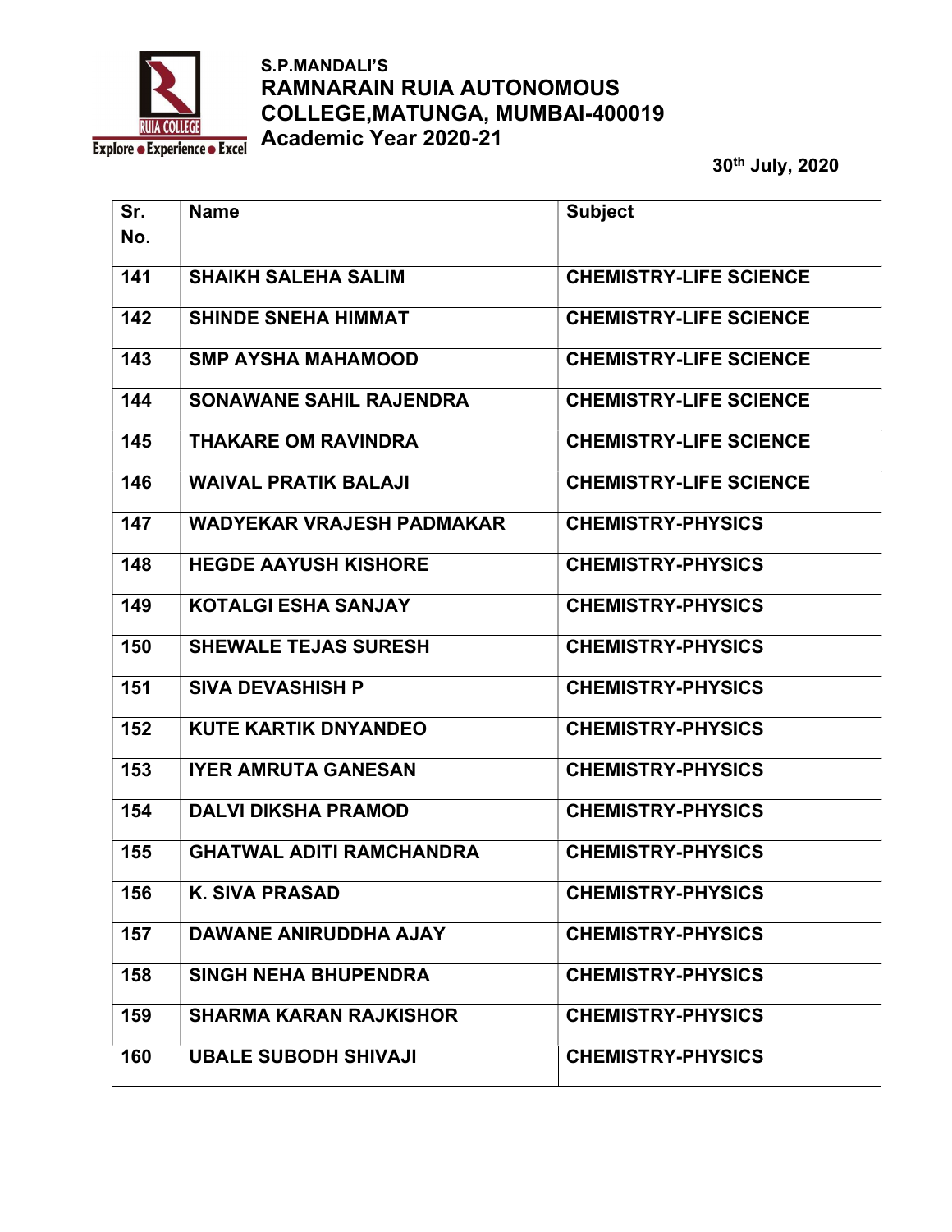S.P.MANDALI'S
**RAMNARAIN RUIA AUTONOMOUS COLLEGE,MATUNGA, MUMBAI-400019**
**Academic Year 2020-21**

**30th July, 2020**

| Sr. No. | Name | Subject |
|---|---|---|
| 141 | SHAIKH SALEHA SALIM | CHEMISTRY-LIFE SCIENCE |
| 142 | SHINDE SNEHA HIMMAT | CHEMISTRY-LIFE SCIENCE |
| 143 | SMP AYSHA MAHAMOOD | CHEMISTRY-LIFE SCIENCE |
| 144 | SONAWANE SAHIL RAJENDRA | CHEMISTRY-LIFE SCIENCE |
| 145 | THAKARE OM RAVINDRA | CHEMISTRY-LIFE SCIENCE |
| 146 | WAIVAL PRATIK BALAJI | CHEMISTRY-LIFE SCIENCE |
| 147 | WADYEKAR VRAJESH PADMAKAR | CHEMISTRY-PHYSICS |
| 148 | HEGDE AAYUSH KISHORE | CHEMISTRY-PHYSICS |
| 149 | KOTALGI ESHA SANJAY | CHEMISTRY-PHYSICS |
| 150 | SHEWALE TEJAS SURESH | CHEMISTRY-PHYSICS |
| 151 | SIVA DEVASHISH P | CHEMISTRY-PHYSICS |
| 152 | KUTE KARTIK DNYANDEO | CHEMISTRY-PHYSICS |
| 153 | IYER AMRUTA GANESAN | CHEMISTRY-PHYSICS |
| 154 | DALVI DIKSHA PRAMOD | CHEMISTRY-PHYSICS |
| 155 | GHATWAL ADITI RAMCHANDRA | CHEMISTRY-PHYSICS |
| 156 | K. SIVA PRASAD | CHEMISTRY-PHYSICS |
| 157 | DAWANE ANIRUDDHA AJAY | CHEMISTRY-PHYSICS |
| 158 | SINGH NEHA BHUPENDRA | CHEMISTRY-PHYSICS |
| 159 | SHARMA KARAN RAJKISHOR | CHEMISTRY-PHYSICS |
| 160 | UBALE SUBODH SHIVAJI | CHEMISTRY-PHYSICS |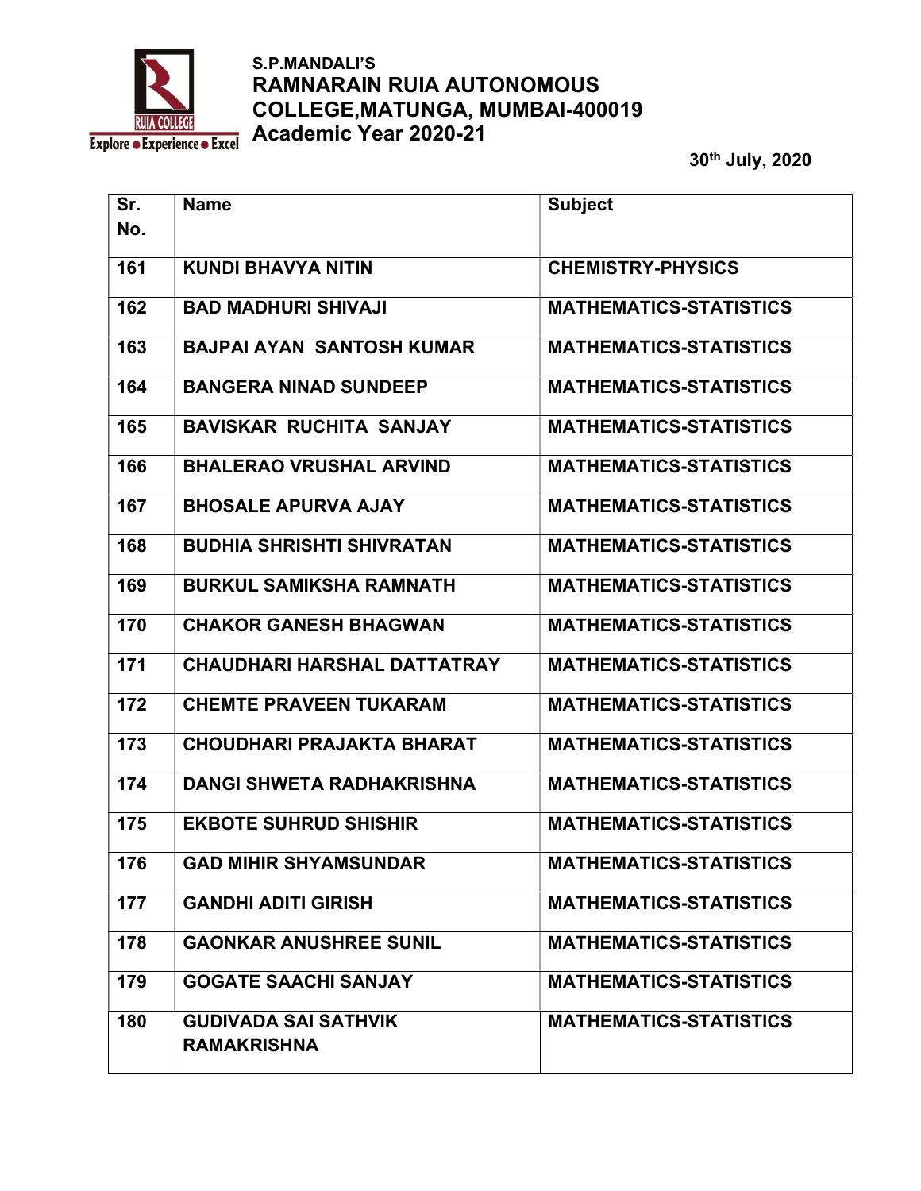S.P.MANDALI'S
**RAMNARAIN RUIA AUTONOMOUS COLLEGE,MATUNGA, MUMBAI-400019**
**Academic Year 2020-21**

**30th July, 2020**

| Sr. No. | Name | Subject |
|---|---|---|
| 161 | KUNDI BHAVYA NITIN | CHEMISTRY-PHYSICS |
| 162 | BAD MADHURI SHIVAJI | MATHEMATICS-STATISTICS |
| 163 | BAJPAI AYAN SANTOSH KUMAR | MATHEMATICS-STATISTICS |
| 164 | BANGERA NINAD SUNDEEP | MATHEMATICS-STATISTICS |
| 165 | BAVISKAR RUCHITA SANJAY | MATHEMATICS-STATISTICS |
| 166 | BHALERAO VRUSHAL ARVIND | MATHEMATICS-STATISTICS |
| 167 | BHOSALE APURVA AJAY | MATHEMATICS-STATISTICS |
| 168 | BUDHIA SHRISHTI SHIVRATAN | MATHEMATICS-STATISTICS |
| 169 | BURKUL SAMIKSHA RAMNATH | MATHEMATICS-STATISTICS |
| 170 | CHAKOR GANESH BHAGWAN | MATHEMATICS-STATISTICS |
| 171 | CHAUDHARI HARSHAL DATTATRAY | MATHEMATICS-STATISTICS |
| 172 | CHEMTE PRAVEEN TUKARAM | MATHEMATICS-STATISTICS |
| 173 | CHOUDHARI PRAJAKTA BHARAT | MATHEMATICS-STATISTICS |
| 174 | DANGI SHWETA RADHAKRISHNA | MATHEMATICS-STATISTICS |
| 175 | EKBOTE SUHRUD SHISHIR | MATHEMATICS-STATISTICS |
| 176 | GAD MIHIR SHYAMSUNDAR | MATHEMATICS-STATISTICS |
| 177 | GANDHI ADITI GIRISH | MATHEMATICS-STATISTICS |
| 178 | GAONKAR ANUSHREE SUNIL | MATHEMATICS-STATISTICS |
| 179 | GOGATE SAACHI SANJAY | MATHEMATICS-STATISTICS |
| 180 | GUDIVADA SAI SATHVIK RAMAKRISHNA | MATHEMATICS-STATISTICS |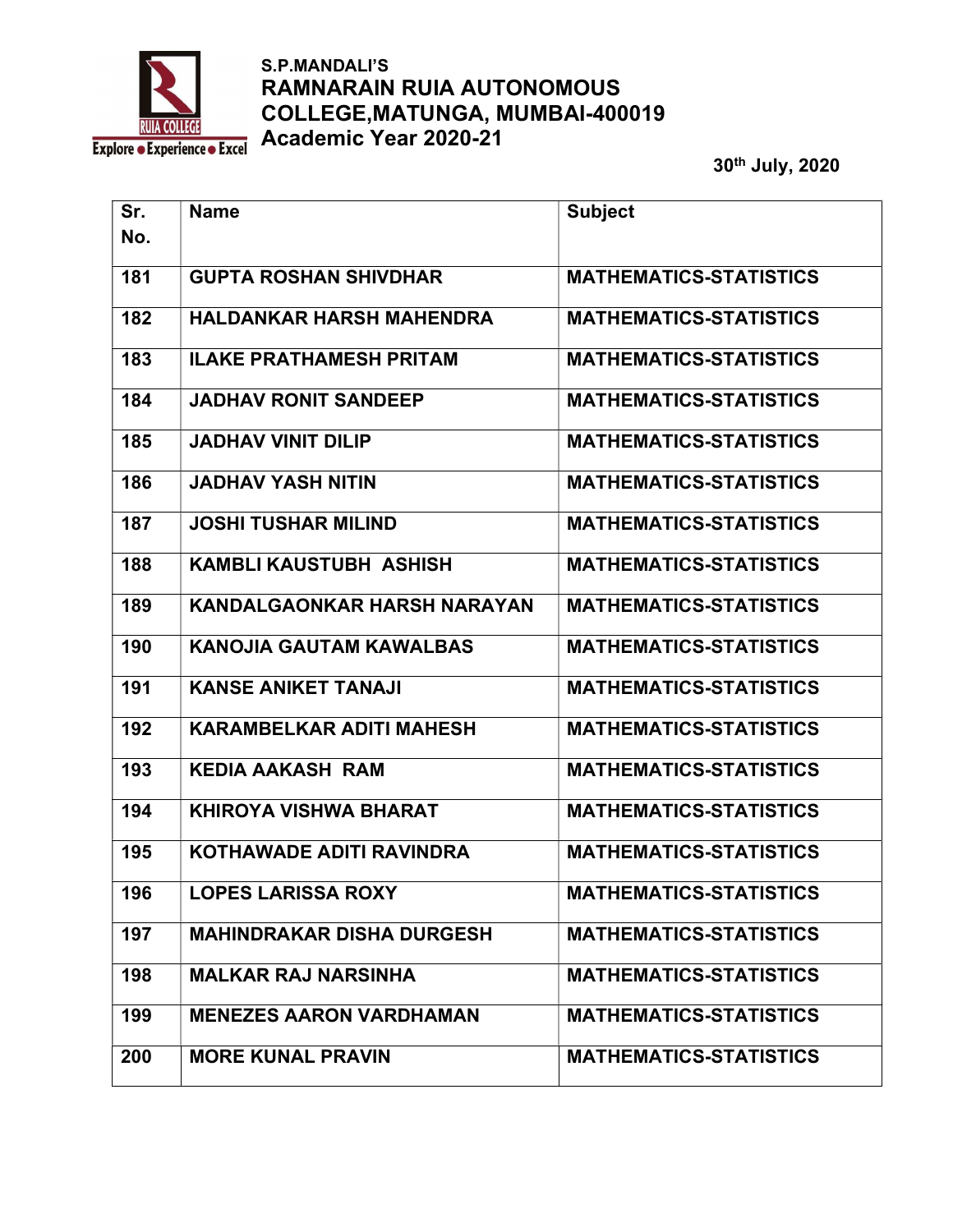S.P.MANDALI'S
**RAMNARAIN RUIA AUTONOMOUS COLLEGE,MATUNGA, MUMBAI-400019**
**Academic Year 2020-21**

**30th July, 2020**

| Sr. No. | Name | Subject |
|---|---|---|
| 181 | GUPTA ROSHAN SHIVDHAR | MATHEMATICS-STATISTICS |
| 182 | HALDANKAR HARSH MAHENDRA | MATHEMATICS-STATISTICS |
| 183 | ILAKE PRATHAMESH PRITAM | MATHEMATICS-STATISTICS |
| 184 | JADHAV RONIT SANDEEP | MATHEMATICS-STATISTICS |
| 185 | JADHAV VINIT DILIP | MATHEMATICS-STATISTICS |
| 186 | JADHAV YASH NITIN | MATHEMATICS-STATISTICS |
| 187 | JOSHI TUSHAR MILIND | MATHEMATICS-STATISTICS |
| 188 | KAMBLI KAUSTUBH ASHISH | MATHEMATICS-STATISTICS |
| 189 | KANDALGAONKAR HARSH NARAYAN | MATHEMATICS-STATISTICS |
| 190 | KANOJIA GAUTAM KAWALBAS | MATHEMATICS-STATISTICS |
| 191 | KANSE ANIKET TANAJI | MATHEMATICS-STATISTICS |
| 192 | KARAMBELKAR ADITI MAHESH | MATHEMATICS-STATISTICS |
| 193 | KEDIA AAKASH RAM | MATHEMATICS-STATISTICS |
| 194 | KHIROYA VISHWA BHARAT | MATHEMATICS-STATISTICS |
| 195 | KOTHAWADE ADITI RAVINDRA | MATHEMATICS-STATISTICS |
| 196 | LOPES LARISSA ROXY | MATHEMATICS-STATISTICS |
| 197 | MAHINDRAKAR DISHA DURGESH | MATHEMATICS-STATISTICS |
| 198 | MALKAR RAJ NARSINHA | MATHEMATICS-STATISTICS |
| 199 | MENEZES AARON VARDHAMAN | MATHEMATICS-STATISTICS |
| 200 | MORE KUNAL PRAVIN | MATHEMATICS-STATISTICS |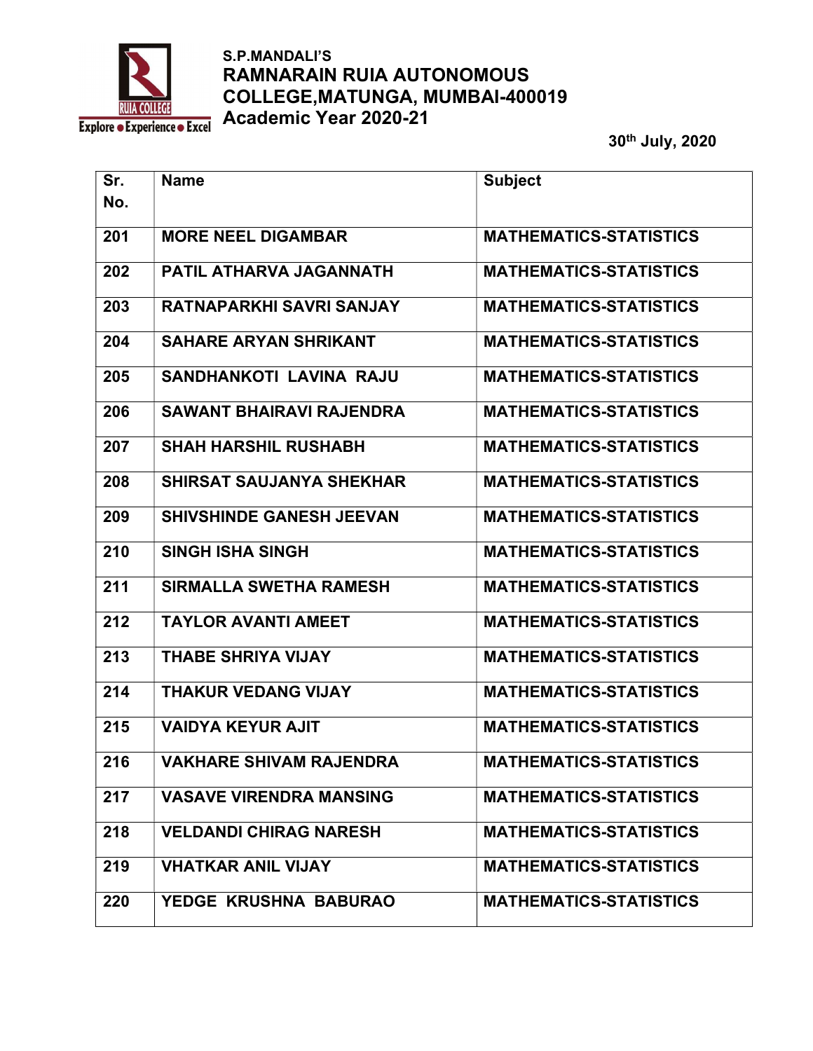S.P.MANDALI'S

**RAMNARAIN RUIA AUTONOMOUS COLLEGE,MATUNGA, MUMBAI-400019**

**Academic Year 2020-21**

30th July, 2020

| Sr. No. | Name | Subject |
|---|---|---|
| 201 | MORE NEEL DIGAMBAR | MATHEMATICS-STATISTICS |
| 202 | PATIL ATHARVA JAGANNATH | MATHEMATICS-STATISTICS |
| 203 | RATNAPARKHI SAVRI SANJAY | MATHEMATICS-STATISTICS |
| 204 | SAHARE ARYAN SHRIKANT | MATHEMATICS-STATISTICS |
| 205 | SANDHANKOTI LAVINA RAJU | MATHEMATICS-STATISTICS |
| 206 | SAWANT BHAIRAVI RAJENDRA | MATHEMATICS-STATISTICS |
| 207 | SHAH HARSHIL RUSHABH | MATHEMATICS-STATISTICS |
| 208 | SHIRSAT SAUJANYA SHEKHAR | MATHEMATICS-STATISTICS |
| 209 | SHIVSHINDE GANESH JEEVAN | MATHEMATICS-STATISTICS |
| 210 | SINGH ISHA SINGH | MATHEMATICS-STATISTICS |
| 211 | SIRMALLA SWETHA RAMESH | MATHEMATICS-STATISTICS |
| 212 | TAYLOR AVANTI AMEET | MATHEMATICS-STATISTICS |
| 213 | THABE SHRIYA VIJAY | MATHEMATICS-STATISTICS |
| 214 | THAKUR VEDANG VIJAY | MATHEMATICS-STATISTICS |
| 215 | VAIDYA KEYUR AJIT | MATHEMATICS-STATISTICS |
| 216 | VAKHARE SHIVAM RAJENDRA | MATHEMATICS-STATISTICS |
| 217 | VASAVE VIRENDRA MANSING | MATHEMATICS-STATISTICS |
| 218 | VELDANDI CHIRAG NARESH | MATHEMATICS-STATISTICS |
| 219 | VHATKAR ANIL VIJAY | MATHEMATICS-STATISTICS |
| 220 | YEDGE KRUSHNA BABURAO | MATHEMATICS-STATISTICS |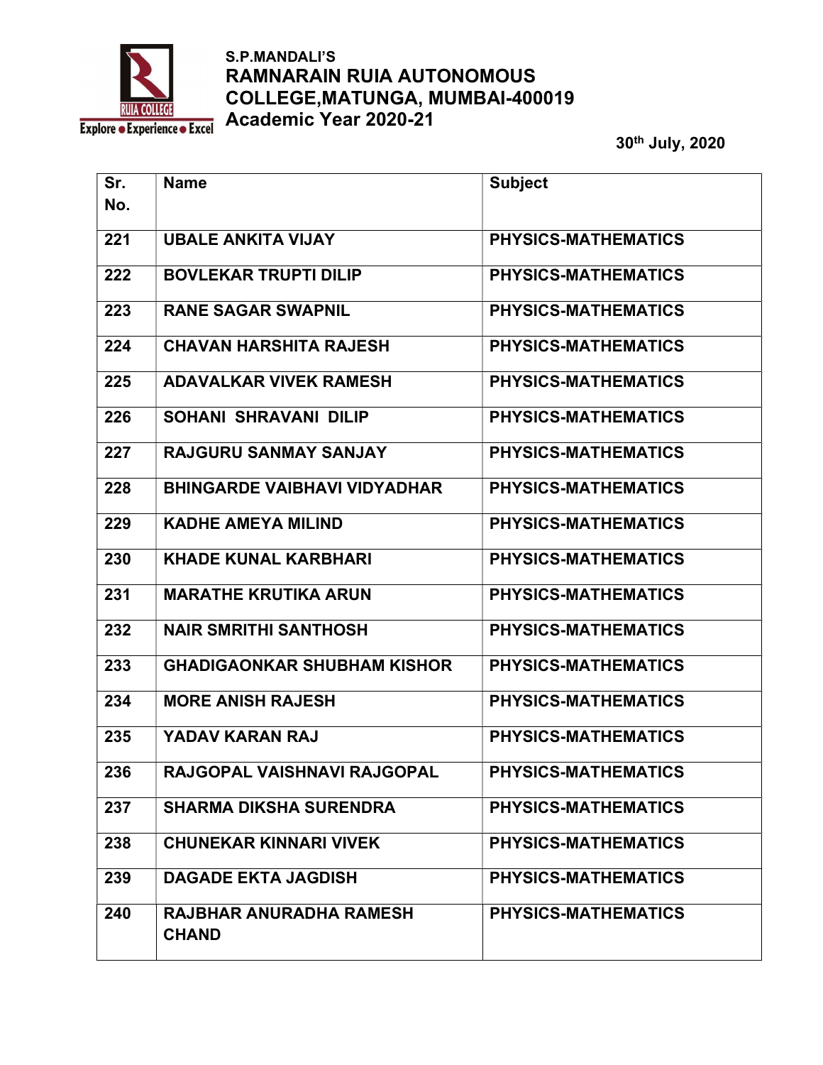S.P.MANDALI'S
**RAMNARAIN RUIA AUTONOMOUS COLLEGE,MATUNGA, MUMBAI-400019**
**Academic Year 2020-21**

**30th July, 2020**

| Sr. No. | Name | Subject |
|---|---|---|
| 221 | UBALE ANKITA VIJAY | PHYSICS-MATHEMATICS |
| 222 | BOVLEKAR TRUPTI DILIP | PHYSICS-MATHEMATICS |
| 223 | RANE SAGAR SWAPNIL | PHYSICS-MATHEMATICS |
| 224 | CHAVAN HARSHITA RAJESH | PHYSICS-MATHEMATICS |
| 225 | ADAVALKAR VIVEK RAMESH | PHYSICS-MATHEMATICS |
| 226 | SOHANI SHRAVANI DILIP | PHYSICS-MATHEMATICS |
| 227 | RAJGURU SANMAY SANJAY | PHYSICS-MATHEMATICS |
| 228 | BHINGARDE VAIBHAVI VIDYADHAR | PHYSICS-MATHEMATICS |
| 229 | KADHE AMEYA MILIND | PHYSICS-MATHEMATICS |
| 230 | KHADE KUNAL KARBHARI | PHYSICS-MATHEMATICS |
| 231 | MARATHE KRUTIKA ARUN | PHYSICS-MATHEMATICS |
| 232 | NAIR SMRITHI SANTHOSH | PHYSICS-MATHEMATICS |
| 233 | GHADIGAONKAR SHUBHAM KISHOR | PHYSICS-MATHEMATICS |
| 234 | MORE ANISH RAJESH | PHYSICS-MATHEMATICS |
| 235 | YADAV KARAN RAJ | PHYSICS-MATHEMATICS |
| 236 | RAJGOPAL VAISHNAVI RAJGOPAL | PHYSICS-MATHEMATICS |
| 237 | SHARMA DIKSHA SURENDRA | PHYSICS-MATHEMATICS |
| 238 | CHUNEKAR KINNARI VIVEK | PHYSICS-MATHEMATICS |
| 239 | DAGADE EKTA JAGDISH | PHYSICS-MATHEMATICS |
| 240 | RAJBHAR ANURADHA RAMESH CHAND | PHYSICS-MATHEMATICS |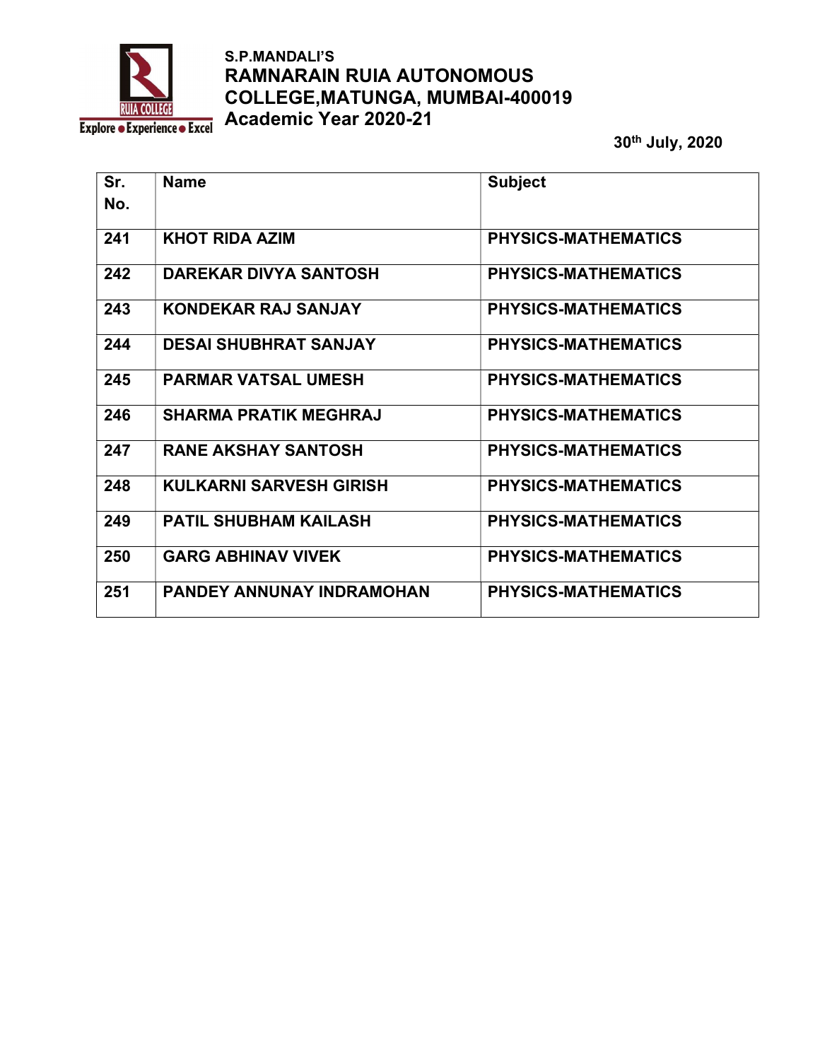S.P.MANDALI'S

**RAMNARAIN RUIA AUTONOMOUS COLLEGE,MATUNGA, MUMBAI-400019**

**Academic Year 2020-21**

30th July, 2020

| Sr. No. | Name | Subject |
|---|---|---|
| 241 | KHOT RIDA AZIM | PHYSICS-MATHEMATICS |
| 242 | DAREKAR DIVYA SANTOSH | PHYSICS-MATHEMATICS |
| 243 | KONDEKAR RAJ SANJAY | PHYSICS-MATHEMATICS |
| 244 | DESAI SHUBHRAT SANJAY | PHYSICS-MATHEMATICS |
| 245 | PARMAR VATSAL UMESH | PHYSICS-MATHEMATICS |
| 246 | SHARMA PRATIK MEGHRAJ | PHYSICS-MATHEMATICS |
| 247 | RANE AKSHAY SANTOSH | PHYSICS-MATHEMATICS |
| 248 | KULKARNI SARVESH GIRISH | PHYSICS-MATHEMATICS |
| 249 | PATIL SHUBHAM KAILASH | PHYSICS-MATHEMATICS |
| 250 | GARG ABHINAV VIVEK | PHYSICS-MATHEMATICS |
| 251 | PANDEY ANNUNAY INDRAMOHAN | PHYSICS-MATHEMATICS |